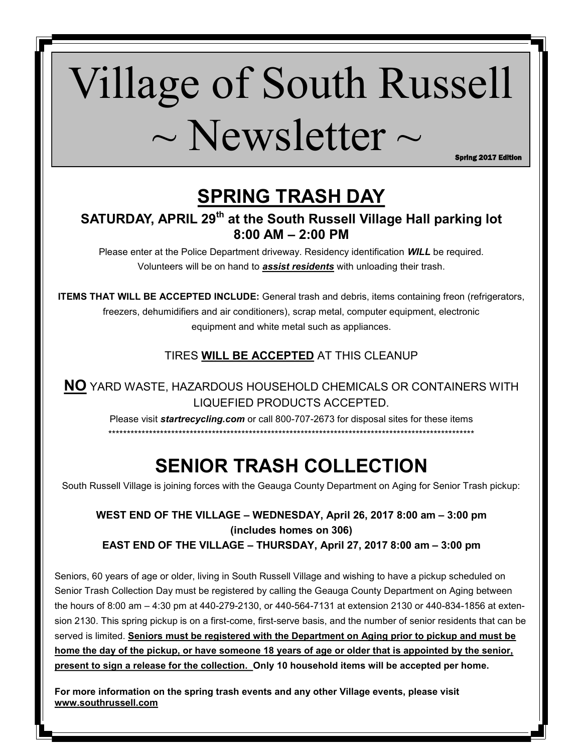# Village of South Russell ~ Newsletter ~

**Spring 2017 Edition**

## SPRING TRASH DAY

**SATURDAY, APRIL 29th at the South Russell Village Hall parking lot**
**8:00 AM – 2:00 PM**

Please enter at the Police Department driveway. Residency identification ***WILL*** be required. Volunteers will be on hand to ***assist residents*** with unloading their trash.

**ITEMS THAT WILL BE ACCEPTED INCLUDE:** General trash and debris, items containing freon (refrigerators, freezers, dehumidifiers and air conditioners), scrap metal, computer equipment, electronic equipment and white metal such as appliances.

TIRES **WILL BE ACCEPTED** AT THIS CLEANUP

**NO** YARD WASTE, HAZARDOUS HOUSEHOLD CHEMICALS OR CONTAINERS WITH LIQUEFIED PRODUCTS ACCEPTED.

Please visit ***startrecycling.com*** or call 800-707-2673 for disposal sites for these items

*****************************************************************************************************

## SENIOR TRASH COLLECTION

South Russell Village is joining forces with the Geauga County Department on Aging for Senior Trash pickup:

**WEST END OF THE VILLAGE – WEDNESDAY, April 26, 2017 8:00 am – 3:00 pm (includes homes on 306)**

**EAST END OF THE VILLAGE – THURSDAY, April 27, 2017 8:00 am – 3:00 pm**

Seniors, 60 years of age or older, living in South Russell Village and wishing to have a pickup scheduled on Senior Trash Collection Day must be registered by calling the Geauga County Department on Aging between the hours of 8:00 am – 4:30 pm at 440-279-2130, or 440-564-7131 at extension 2130 or 440-834-1856 at extension 2130. This spring pickup is on a first-come, first-serve basis, and the number of senior residents that can be served is limited. **Seniors must be registered with the Department on Aging prior to pickup and must be home the day of the pickup, or have someone 18 years of age or older that is appointed by the senior, present to sign a release for the collection. Only 10 household items will be accepted per home.**

**For more information on the spring trash events and any other Village events, please visit www.southrussell.com**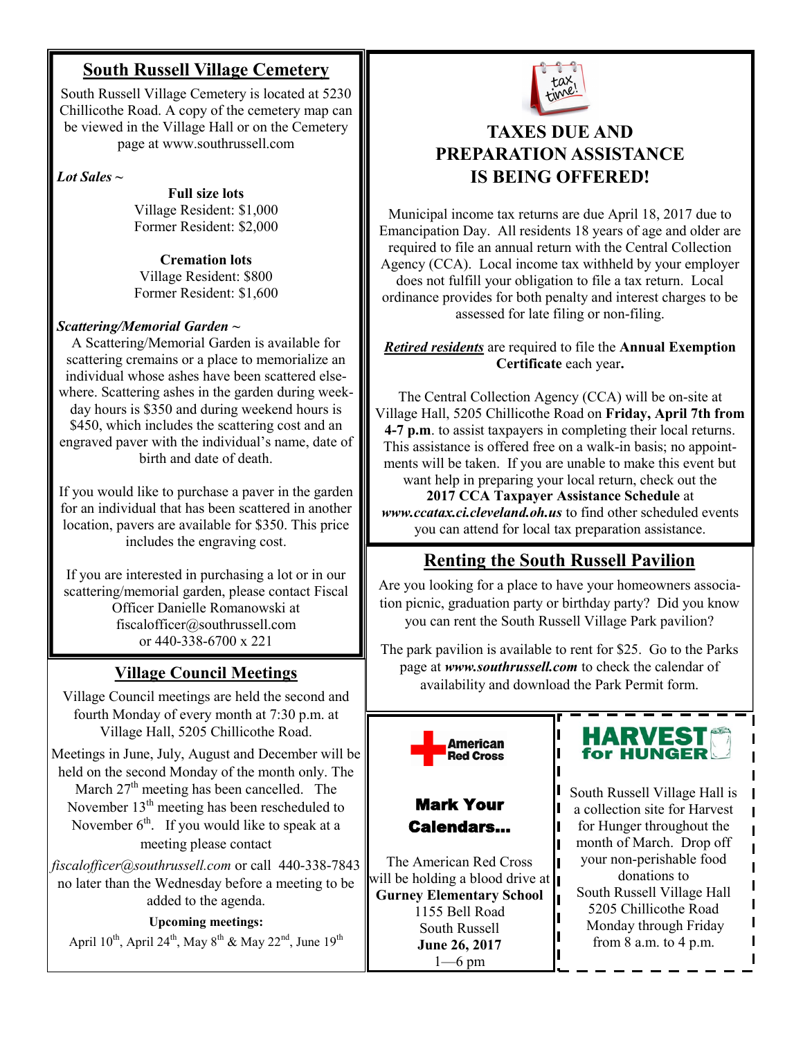## South Russell Village Cemetery

South Russell Village Cemetery is located at 5230 Chillicothe Road. A copy of the cemetery map can be viewed in the Village Hall or on the Cemetery page at www.southrussell.com

***Lot Sales ~***

**Full size lots**
Village Resident: $1,000
Former Resident: $2,000

**Cremation lots**
Village Resident: $800
Former Resident: $1,600

***Scattering/Memorial Garden ~***

A Scattering/Memorial Garden is available for scattering cremains or a place to memorialize an individual whose ashes have been scattered elsewhere. Scattering ashes in the garden during weekday hours is $350 and during weekend hours is $450, which includes the scattering cost and an engraved paver with the individual's name, date of birth and date of death.

If you would like to purchase a paver in the garden for an individual that has been scattered in another location, pavers are available for $350. This price includes the engraving cost.

If you are interested in purchasing a lot or in our scattering/memorial garden, please contact Fiscal Officer Danielle Romanowski at fiscalofficer@southrussell.com or 440-338-6700 x 221

## Village Council Meetings

Village Council meetings are held the second and fourth Monday of every month at 7:30 p.m. at Village Hall, 5205 Chillicothe Road.

Meetings in June, July, August and December will be held on the second Monday of the month only. The March 27th meeting has been cancelled. The November 13th meeting has been rescheduled to November 6th. If you would like to speak at a meeting please contact *fiscalofficer@southrussell.com* or call 440-338-7843 no later than the Wednesday before a meeting to be added to the agenda.

**Upcoming meetings:**
April 10th, April 24th, May 8th & May 22nd, June 19th

## TAXES DUE AND PREPARATION ASSISTANCE IS BEING OFFERED!

Municipal income tax returns are due April 18, 2017 due to Emancipation Day. All residents 18 years of age and older are required to file an annual return with the Central Collection Agency (CCA). Local income tax withheld by your employer does not fulfill your obligation to file a tax return. Local ordinance provides for both penalty and interest charges to be assessed for late filing or non-filing.

***Retired residents*** are required to file the **Annual Exemption Certificate** each year**.**

The Central Collection Agency (CCA) will be on-site at Village Hall, 5205 Chillicothe Road on **Friday, April 7th from 4-7 p.m**. to assist taxpayers in completing their local returns. This assistance is offered free on a walk-in basis; no appointments will be taken. If you are unable to make this event but want help in preparing your local return, check out the **2017 CCA Taxpayer Assistance Schedule** at ***www.ccatax.ci.cleveland.oh.us*** to find other scheduled events you can attend for local tax preparation assistance.

## Renting the South Russell Pavilion

Are you looking for a place to have your homeowners association picnic, graduation party or birthday party? Did you know you can rent the South Russell Village Park pavilion?

The park pavilion is available to rent for $25. Go to the Parks page at ***www.southrussell.com*** to check the calendar of availability and download the Park Permit form.

American Red Cross

### Mark Your Calendars…

The American Red Cross will be holding a blood drive at **Gurney Elementary School**
1155 Bell Road
South Russell
**June 26, 2017**
1—6 pm

### HARVEST for HUNGER

South Russell Village Hall is a collection site for Harvest for Hunger throughout the month of March. Drop off your non-perishable food donations to
South Russell Village Hall
5205 Chillicothe Road
Monday through Friday
from 8 a.m. to 4 p.m.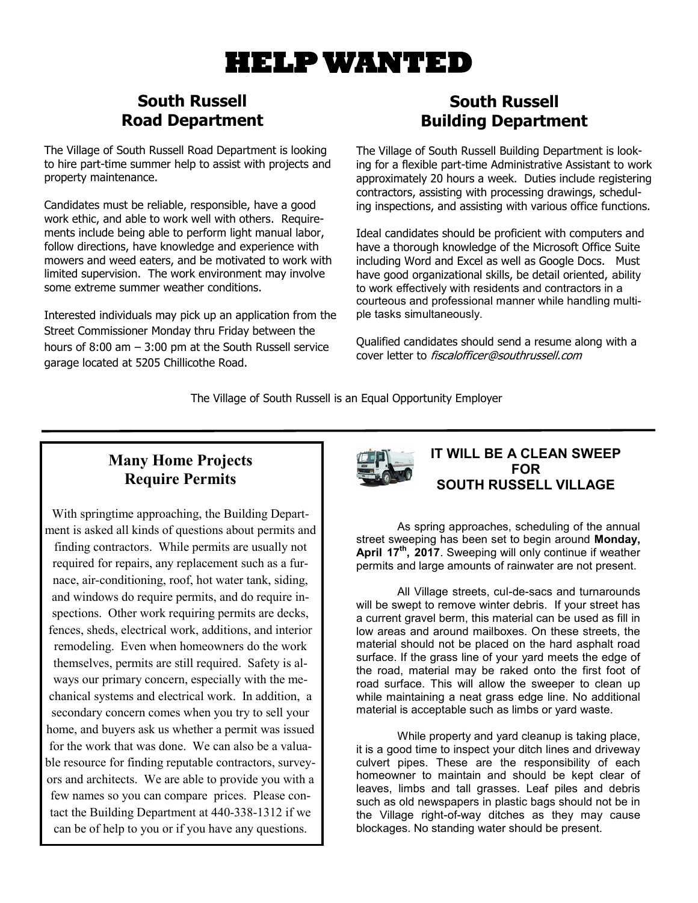# HELP WANTED

## South Russell Road Department

The Village of South Russell Road Department is looking to hire part-time summer help to assist with projects and property maintenance.

Candidates must be reliable, responsible, have a good work ethic, and able to work well with others. Requirements include being able to perform light manual labor, follow directions, have knowledge and experience with mowers and weed eaters, and be motivated to work with limited supervision. The work environment may involve some extreme summer weather conditions.

Interested individuals may pick up an application from the Street Commissioner Monday thru Friday between the hours of 8:00 am – 3:00 pm at the South Russell service garage located at 5205 Chillicothe Road.

## South Russell Building Department

The Village of South Russell Building Department is looking for a flexible part-time Administrative Assistant to work approximately 20 hours a week. Duties include registering contractors, assisting with processing drawings, scheduling inspections, and assisting with various office functions.

Ideal candidates should be proficient with computers and have a thorough knowledge of the Microsoft Office Suite including Word and Excel as well as Google Docs. Must have good organizational skills, be detail oriented, ability to work effectively with residents and contractors in a courteous and professional manner while handling multiple tasks simultaneously.

Qualified candidates should send a resume along with a cover letter to *fiscalofficer@southrussell.com*

The Village of South Russell is an Equal Opportunity Employer

---

## Many Home Projects Require Permits

With springtime approaching, the Building Department is asked all kinds of questions about permits and finding contractors. While permits are usually not required for repairs, any replacement such as a furnace, air-conditioning, roof, hot water tank, siding, and windows do require permits, and do require inspections. Other work requiring permits are decks, fences, sheds, electrical work, additions, and interior remodeling. Even when homeowners do the work themselves, permits are still required. Safety is always our primary concern, especially with the mechanical systems and electrical work. In addition, a secondary concern comes when you try to sell your home, and buyers ask us whether a permit was issued for the work that was done. We can also be a valuable resource for finding reputable contractors, surveyors and architects. We are able to provide you with a few names so you can compare prices. Please contact the Building Department at 440-338-1312 if we can be of help to you or if you have any questions.

## IT WILL BE A CLEAN SWEEP FOR SOUTH RUSSELL VILLAGE

As spring approaches, scheduling of the annual street sweeping has been set to begin around **Monday, April 17th, 2017**. Sweeping will only continue if weather permits and large amounts of rainwater are not present.

All Village streets, cul-de-sacs and turnarounds will be swept to remove winter debris. If your street has a current gravel berm, this material can be used as fill in low areas and around mailboxes. On these streets, the material should not be placed on the hard asphalt road surface. If the grass line of your yard meets the edge of the road, material may be raked onto the first foot of road surface. This will allow the sweeper to clean up while maintaining a neat grass edge line. No additional material is acceptable such as limbs or yard waste.

While property and yard cleanup is taking place, it is a good time to inspect your ditch lines and driveway culvert pipes. These are the responsibility of each homeowner to maintain and should be kept clear of leaves, limbs and tall grasses. Leaf piles and debris such as old newspapers in plastic bags should not be in the Village right-of-way ditches as they may cause blockages. No standing water should be present.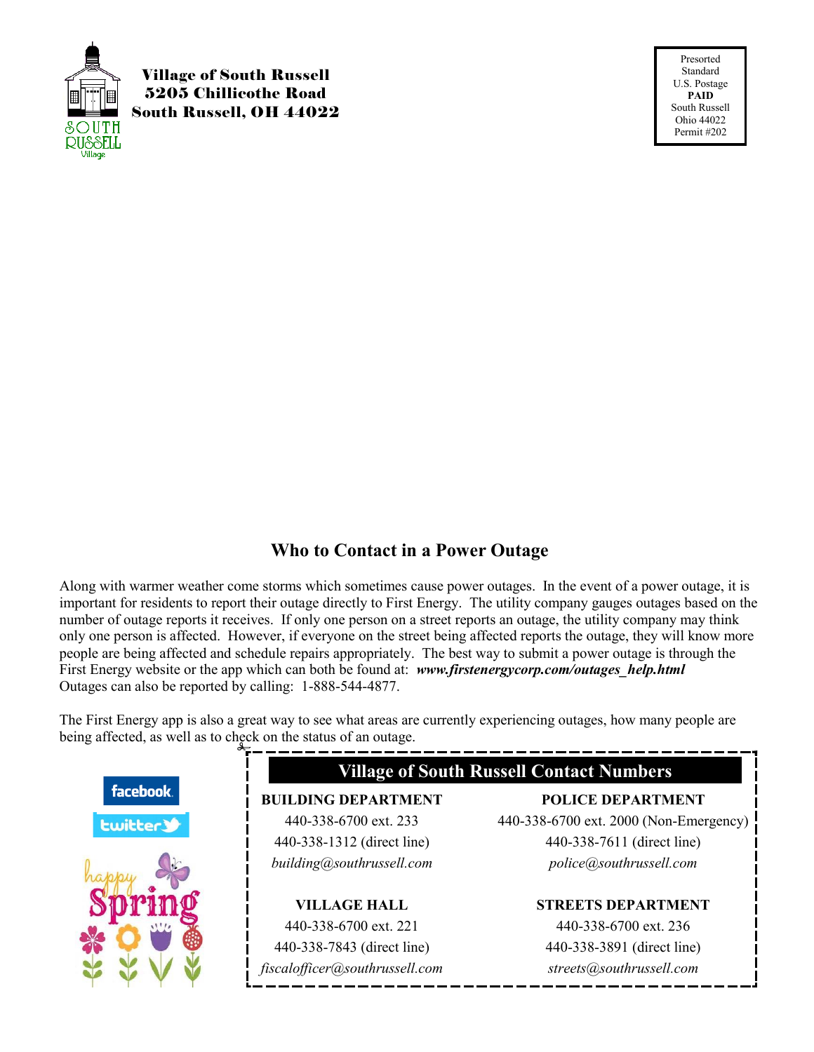**Village of South Russell**
**5205 Chillicothe Road**
**South Russell, OH 44022**

Presorted
Standard
U.S. Postage
**PAID**
South Russell
Ohio 44022
Permit #202

## Who to Contact in a Power Outage

Along with warmer weather come storms which sometimes cause power outages. In the event of a power outage, it is important for residents to report their outage directly to First Energy. The utility company gauges outages based on the number of outage reports it receives. If only one person on a street reports an outage, the utility company may think only one person is affected. However, if everyone on the street being affected reports the outage, they will know more people are being affected and schedule repairs appropriately. The best way to submit a power outage is through the First Energy website or the app which can both be found at: ***www.firstenergycorp.com/outages_help.html*** Outages can also be reported by calling: 1-888-544-4877.

The First Energy app is also a great way to see what areas are currently experiencing outages, how many people are being affected, as well as to check on the status of an outage.

facebook

twitter

happy Spring

## Village of South Russell Contact Numbers

**BUILDING DEPARTMENT**
440-338-6700 ext. 233
440-338-1312 (direct line)
*building@southrussell.com*

**POLICE DEPARTMENT**
440-338-6700 ext. 2000 (Non-Emergency)
440-338-7611 (direct line)
*police@southrussell.com*

**VILLAGE HALL**
440-338-6700 ext. 221
440-338-7843 (direct line)
*fiscalofficer@southrussell.com*

**STREETS DEPARTMENT**
440-338-6700 ext. 236
440-338-3891 (direct line)
*streets@southrussell.com*